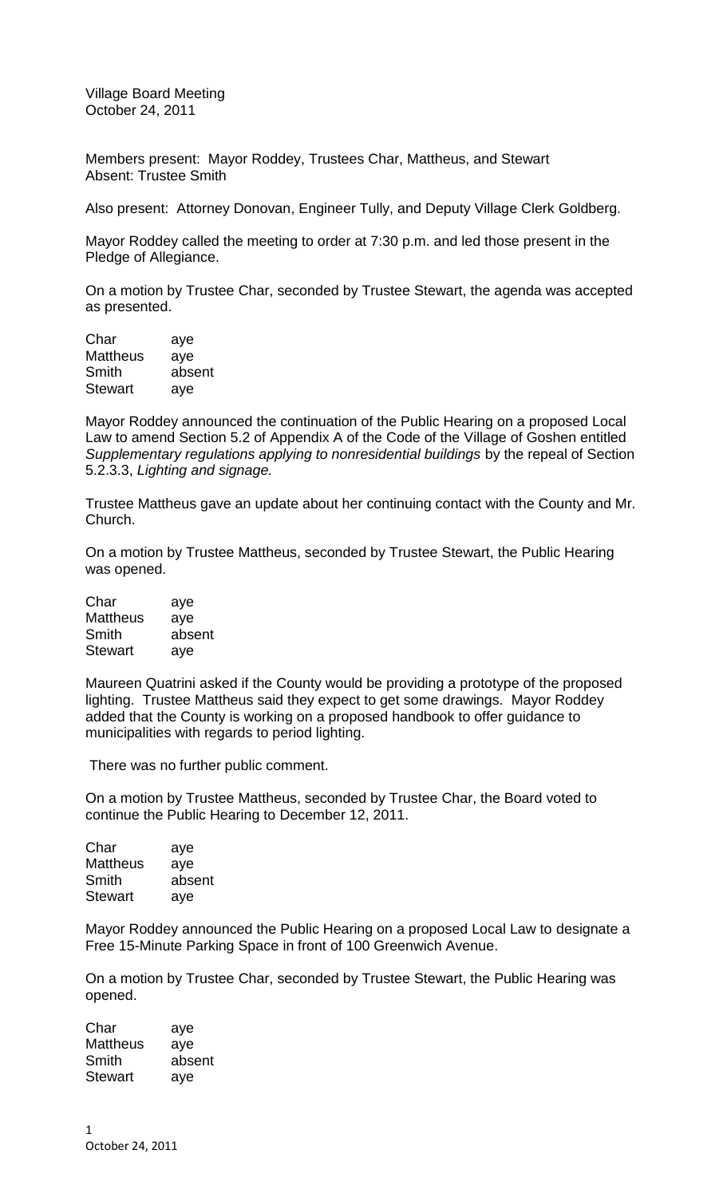Village Board Meeting
October 24, 2011

Members present: Mayor Roddey, Trustees Char, Mattheus, and Stewart
Absent: Trustee Smith

Also present: Attorney Donovan, Engineer Tully, and Deputy Village Clerk Goldberg.

Mayor Roddey called the meeting to order at 7:30 p.m. and led those present in the Pledge of Allegiance.

On a motion by Trustee Char, seconded by Trustee Stewart, the agenda was accepted as presented.

| | |
|---|---|
| Char | aye |
| Mattheus | aye |
| Smith | absent |
| Stewart | aye |

Mayor Roddey announced the continuation of the Public Hearing on a proposed Local Law to amend Section 5.2 of Appendix A of the Code of the Village of Goshen entitled *Supplementary regulations applying to nonresidential buildings* by the repeal of Section 5.2.3.3, *Lighting and signage.*

Trustee Mattheus gave an update about her continuing contact with the County and Mr. Church.

On a motion by Trustee Mattheus, seconded by Trustee Stewart, the Public Hearing was opened.

| | |
|---|---|
| Char | aye |
| Mattheus | aye |
| Smith | absent |
| Stewart | aye |

Maureen Quatrini asked if the County would be providing a prototype of the proposed lighting. Trustee Mattheus said they expect to get some drawings. Mayor Roddey added that the County is working on a proposed handbook to offer guidance to municipalities with regards to period lighting.

There was no further public comment.

On a motion by Trustee Mattheus, seconded by Trustee Char, the Board voted to continue the Public Hearing to December 12, 2011.

| | |
|---|---|
| Char | aye |
| Mattheus | aye |
| Smith | absent |
| Stewart | aye |

Mayor Roddey announced the Public Hearing on a proposed Local Law to designate a Free 15-Minute Parking Space in front of 100 Greenwich Avenue.

On a motion by Trustee Char, seconded by Trustee Stewart, the Public Hearing was opened.

| | |
|---|---|
| Char | aye |
| Mattheus | aye |
| Smith | absent |
| Stewart | aye |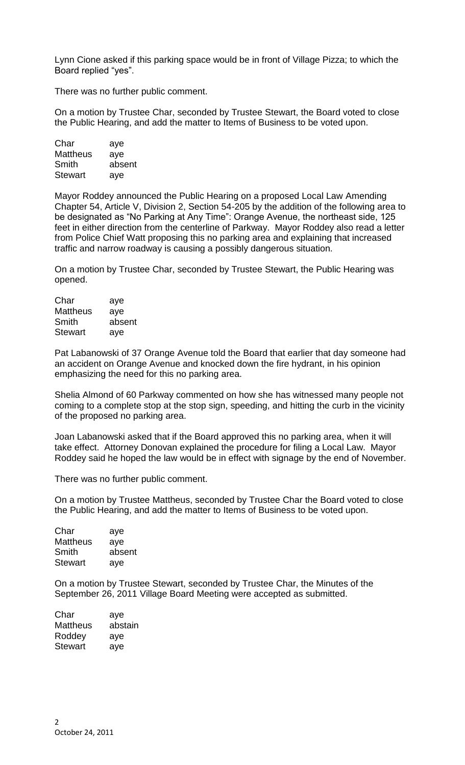Lynn Cione asked if this parking space would be in front of Village Pizza; to which the Board replied "yes".

There was no further public comment.

On a motion by Trustee Char, seconded by Trustee Stewart, the Board voted to close the Public Hearing, and add the matter to Items of Business to be voted upon.

| | |
|---|---|
| Char | aye |
| Mattheus | aye |
| Smith | absent |
| Stewart | aye |

Mayor Roddey announced the Public Hearing on a proposed Local Law Amending Chapter 54, Article V, Division 2, Section 54-205 by the addition of the following area to be designated as "No Parking at Any Time": Orange Avenue, the northeast side, 125 feet in either direction from the centerline of Parkway. Mayor Roddey also read a letter from Police Chief Watt proposing this no parking area and explaining that increased traffic and narrow roadway is causing a possibly dangerous situation.

On a motion by Trustee Char, seconded by Trustee Stewart, the Public Hearing was opened.

| | |
|---|---|
| Char | aye |
| Mattheus | aye |
| Smith | absent |
| Stewart | aye |

Pat Labanowski of 37 Orange Avenue told the Board that earlier that day someone had an accident on Orange Avenue and knocked down the fire hydrant, in his opinion emphasizing the need for this no parking area.

Shelia Almond of 60 Parkway commented on how she has witnessed many people not coming to a complete stop at the stop sign, speeding, and hitting the curb in the vicinity of the proposed no parking area.

Joan Labanowski asked that if the Board approved this no parking area, when it will take effect. Attorney Donovan explained the procedure for filing a Local Law. Mayor Roddey said he hoped the law would be in effect with signage by the end of November.

There was no further public comment.

On a motion by Trustee Mattheus, seconded by Trustee Char the Board voted to close the Public Hearing, and add the matter to Items of Business to be voted upon.

| | |
|---|---|
| Char | aye |
| Mattheus | aye |
| Smith | absent |
| Stewart | aye |

On a motion by Trustee Stewart, seconded by Trustee Char, the Minutes of the September 26, 2011 Village Board Meeting were accepted as submitted.

| | |
|---|---|
| Char | aye |
| Mattheus | abstain |
| Roddey | aye |
| Stewart | aye |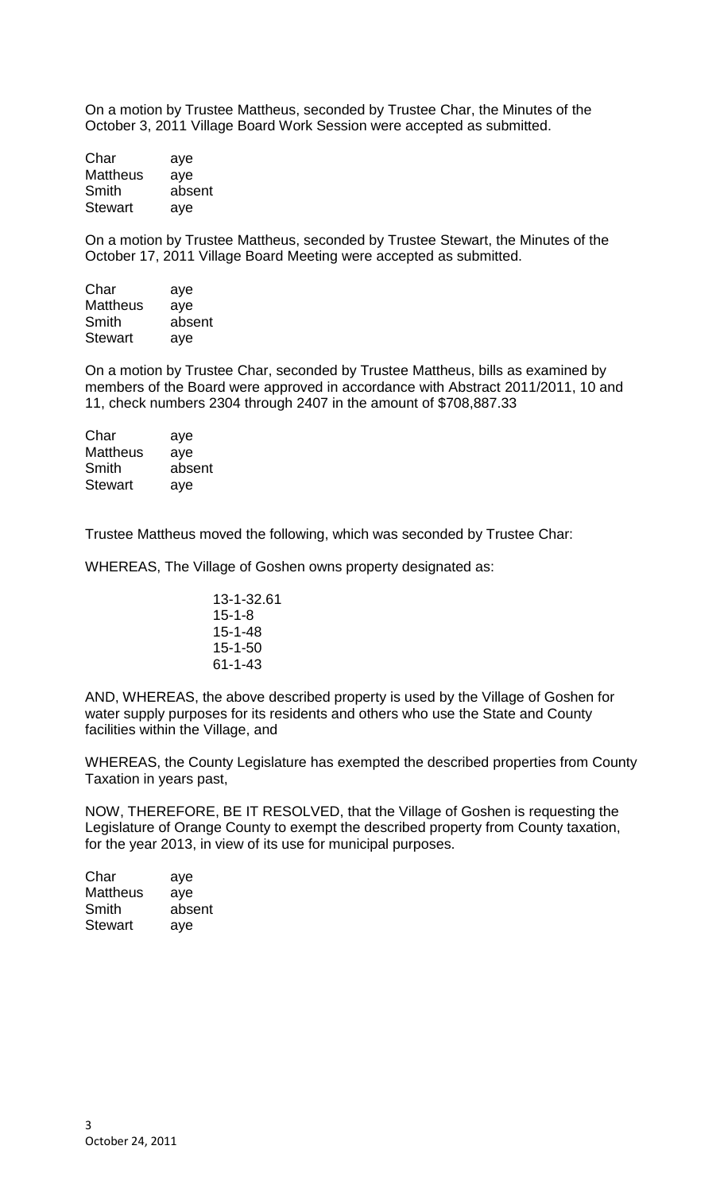On a motion by Trustee Mattheus, seconded by Trustee Char, the Minutes of the October 3, 2011 Village Board Work Session were accepted as submitted.

| | |
|---|---|
| Char | aye |
| Mattheus | aye |
| Smith | absent |
| Stewart | aye |

On a motion by Trustee Mattheus, seconded by Trustee Stewart, the Minutes of the October 17, 2011 Village Board Meeting were accepted as submitted.

| | |
|---|---|
| Char | aye |
| Mattheus | aye |
| Smith | absent |
| Stewart | aye |

On a motion by Trustee Char, seconded by Trustee Mattheus, bills as examined by members of the Board were approved in accordance with Abstract 2011/2011, 10 and 11, check numbers 2304 through 2407 in the amount of $708,887.33

| | |
|---|---|
| Char | aye |
| Mattheus | aye |
| Smith | absent |
| Stewart | aye |

Trustee Mattheus moved the following, which was seconded by Trustee Char:

WHEREAS, The Village of Goshen owns property designated as:

13-1-32.61
15-1-8
15-1-48
15-1-50
61-1-43

AND, WHEREAS, the above described property is used by the Village of Goshen for water supply purposes for its residents and others who use the State and County facilities within the Village, and

WHEREAS, the County Legislature has exempted the described properties from County Taxation in years past,

NOW, THEREFORE, BE IT RESOLVED, that the Village of Goshen is requesting the Legislature of Orange County to exempt the described property from County taxation, for the year 2013, in view of its use for municipal purposes.

| | |
|---|---|
| Char | aye |
| Mattheus | aye |
| Smith | absent |
| Stewart | aye |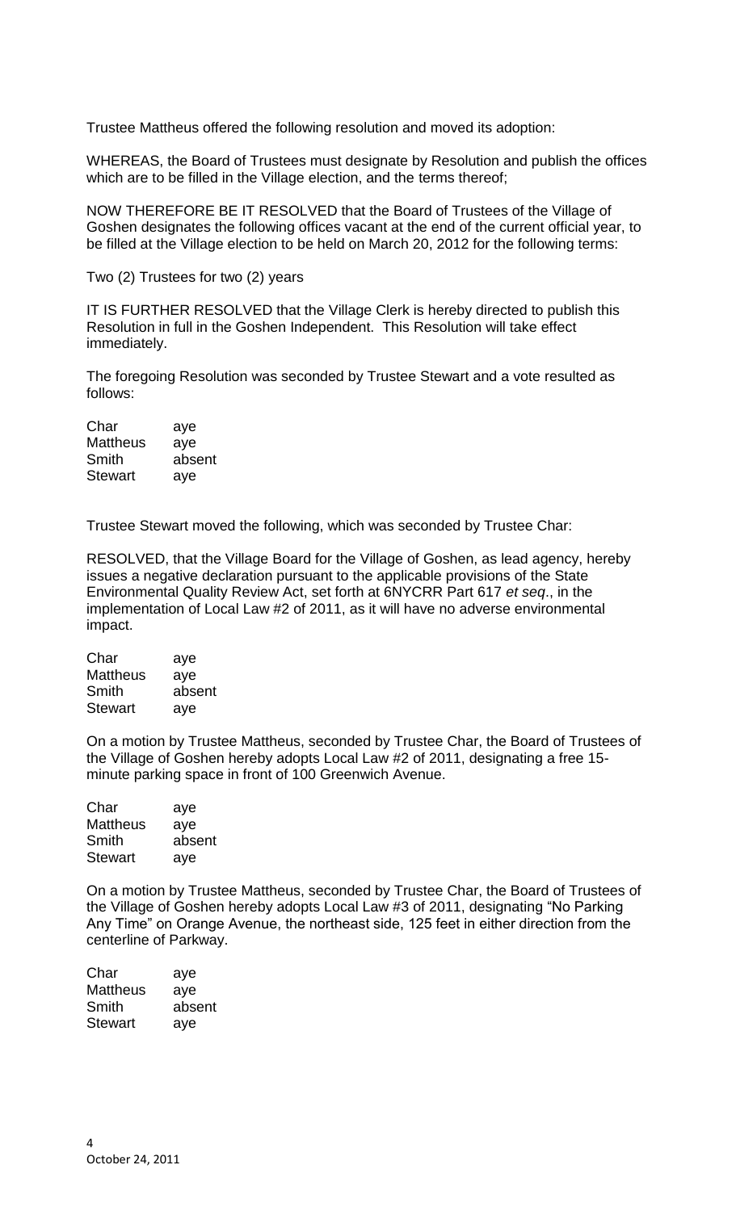Trustee Mattheus offered the following resolution and moved its adoption:

WHEREAS, the Board of Trustees must designate by Resolution and publish the offices which are to be filled in the Village election, and the terms thereof;

NOW THEREFORE BE IT RESOLVED that the Board of Trustees of the Village of Goshen designates the following offices vacant at the end of the current official year, to be filled at the Village election to be held on March 20, 2012 for the following terms:

Two (2) Trustees for two (2) years

IT IS FURTHER RESOLVED that the Village Clerk is hereby directed to publish this Resolution in full in the Goshen Independent. This Resolution will take effect immediately.

The foregoing Resolution was seconded by Trustee Stewart and a vote resulted as follows:

| | |
|---|---|
| Char | aye |
| Mattheus | aye |
| Smith | absent |
| Stewart | aye |

Trustee Stewart moved the following, which was seconded by Trustee Char:

RESOLVED, that the Village Board for the Village of Goshen, as lead agency, hereby issues a negative declaration pursuant to the applicable provisions of the State Environmental Quality Review Act, set forth at 6NYCRR Part 617 *et seq*., in the implementation of Local Law #2 of 2011, as it will have no adverse environmental impact.

| | |
|---|---|
| Char | aye |
| Mattheus | aye |
| Smith | absent |
| Stewart | aye |

On a motion by Trustee Mattheus, seconded by Trustee Char, the Board of Trustees of the Village of Goshen hereby adopts Local Law #2 of 2011, designating a free 15-minute parking space in front of 100 Greenwich Avenue.

| | |
|---|---|
| Char | aye |
| Mattheus | aye |
| Smith | absent |
| Stewart | aye |

On a motion by Trustee Mattheus, seconded by Trustee Char, the Board of Trustees of the Village of Goshen hereby adopts Local Law #3 of 2011, designating "No Parking Any Time" on Orange Avenue, the northeast side, 125 feet in either direction from the centerline of Parkway.

| | |
|---|---|
| Char | aye |
| Mattheus | aye |
| Smith | absent |
| Stewart | aye |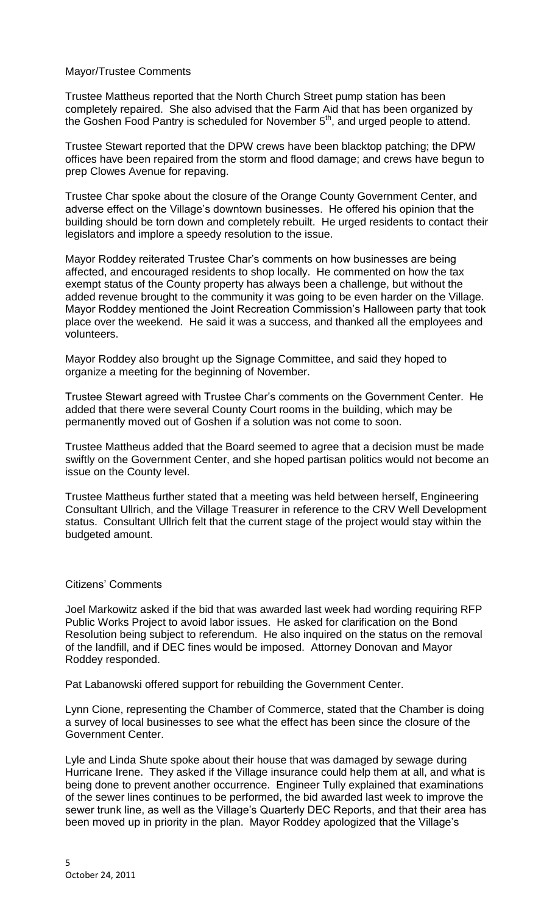Mayor/Trustee Comments

Trustee Mattheus reported that the North Church Street pump station has been completely repaired. She also advised that the Farm Aid that has been organized by the Goshen Food Pantry is scheduled for November 5th, and urged people to attend.

Trustee Stewart reported that the DPW crews have been blacktop patching; the DPW offices have been repaired from the storm and flood damage; and crews have begun to prep Clowes Avenue for repaving.

Trustee Char spoke about the closure of the Orange County Government Center, and adverse effect on the Village's downtown businesses. He offered his opinion that the building should be torn down and completely rebuilt. He urged residents to contact their legislators and implore a speedy resolution to the issue.

Mayor Roddey reiterated Trustee Char's comments on how businesses are being affected, and encouraged residents to shop locally. He commented on how the tax exempt status of the County property has always been a challenge, but without the added revenue brought to the community it was going to be even harder on the Village. Mayor Roddey mentioned the Joint Recreation Commission's Halloween party that took place over the weekend. He said it was a success, and thanked all the employees and volunteers.

Mayor Roddey also brought up the Signage Committee, and said they hoped to organize a meeting for the beginning of November.

Trustee Stewart agreed with Trustee Char's comments on the Government Center. He added that there were several County Court rooms in the building, which may be permanently moved out of Goshen if a solution was not come to soon.

Trustee Mattheus added that the Board seemed to agree that a decision must be made swiftly on the Government Center, and she hoped partisan politics would not become an issue on the County level.

Trustee Mattheus further stated that a meeting was held between herself, Engineering Consultant Ullrich, and the Village Treasurer in reference to the CRV Well Development status. Consultant Ullrich felt that the current stage of the project would stay within the budgeted amount.

Citizens' Comments

Joel Markowitz asked if the bid that was awarded last week had wording requiring RFP Public Works Project to avoid labor issues. He asked for clarification on the Bond Resolution being subject to referendum. He also inquired on the status on the removal of the landfill, and if DEC fines would be imposed. Attorney Donovan and Mayor Roddey responded.

Pat Labanowski offered support for rebuilding the Government Center.

Lynn Cione, representing the Chamber of Commerce, stated that the Chamber is doing a survey of local businesses to see what the effect has been since the closure of the Government Center.

Lyle and Linda Shute spoke about their house that was damaged by sewage during Hurricane Irene. They asked if the Village insurance could help them at all, and what is being done to prevent another occurrence. Engineer Tully explained that examinations of the sewer lines continues to be performed, the bid awarded last week to improve the sewer trunk line, as well as the Village's Quarterly DEC Reports, and that their area has been moved up in priority in the plan. Mayor Roddey apologized that the Village's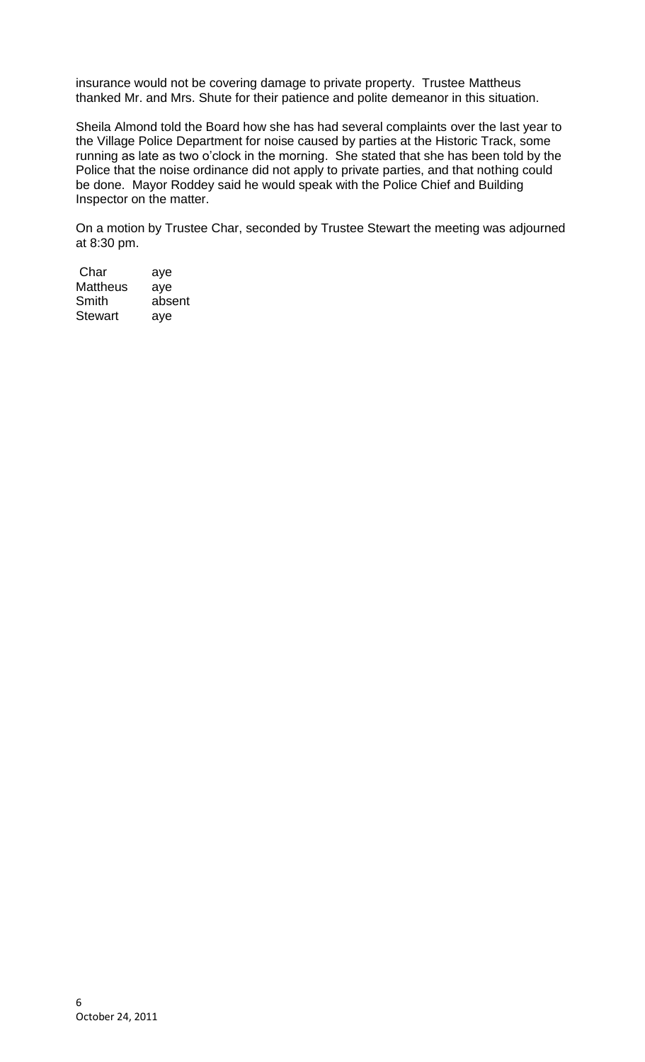insurance would not be covering damage to private property. Trustee Mattheus thanked Mr. and Mrs. Shute for their patience and polite demeanor in this situation.

Sheila Almond told the Board how she has had several complaints over the last year to the Village Police Department for noise caused by parties at the Historic Track, some running as late as two o'clock in the morning. She stated that she has been told by the Police that the noise ordinance did not apply to private parties, and that nothing could be done. Mayor Roddey said he would speak with the Police Chief and Building Inspector on the matter.

On a motion by Trustee Char, seconded by Trustee Stewart the meeting was adjourned at 8:30 pm.

| | |
|---|---|
| Char | aye |
| Mattheus | aye |
| Smith | absent |
| Stewart | aye |

October 24, 2011